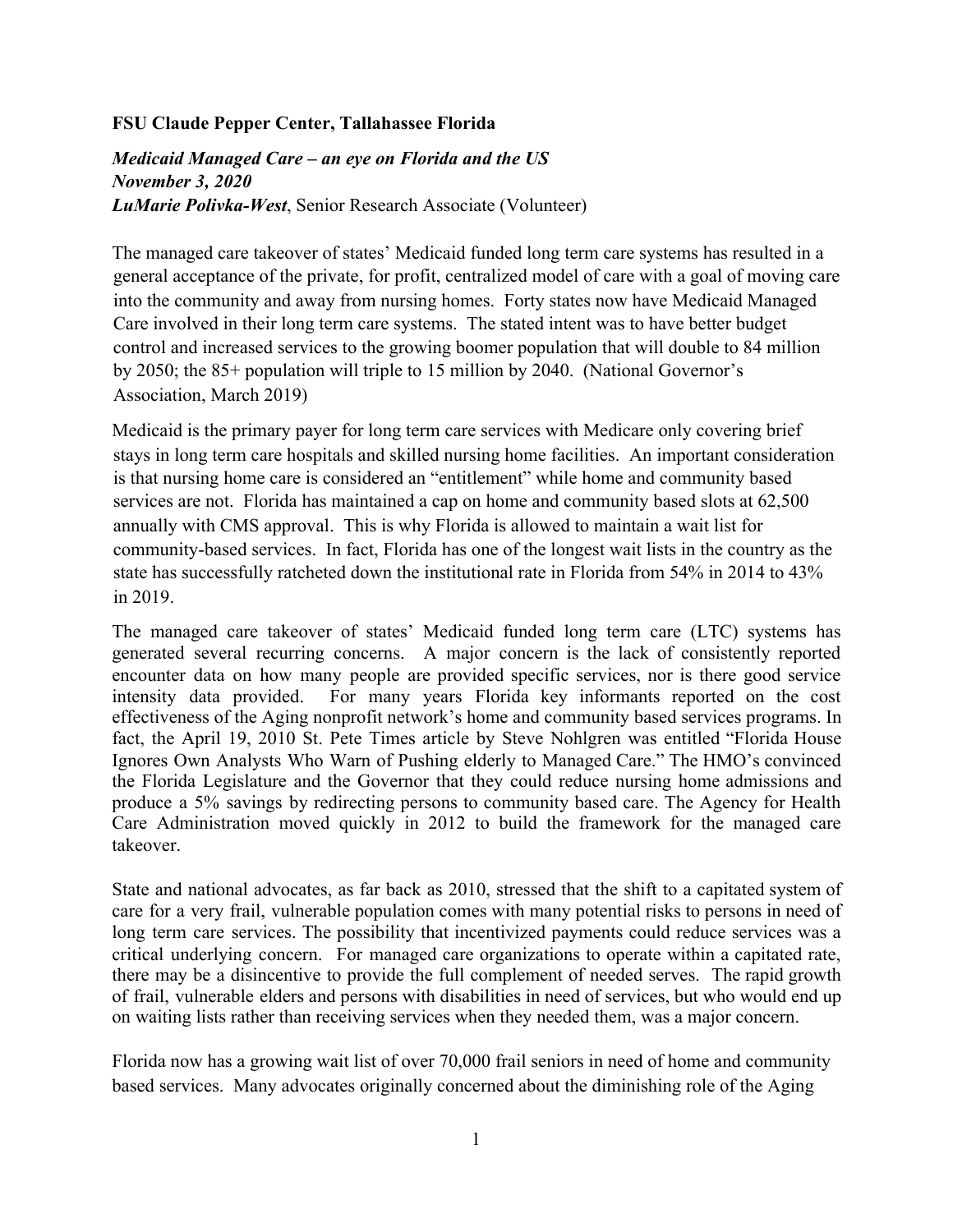**FSU Claude Pepper Center, Tallahassee Florida**

***Medicaid Managed Care – an eye on Florida and the US***
***November 3, 2020***
***LuMarie Polivka-West***, Senior Research Associate (Volunteer)

The managed care takeover of states' Medicaid funded long term care systems has resulted in a general acceptance of the private, for profit, centralized model of care with a goal of moving care into the community and away from nursing homes. Forty states now have Medicaid Managed Care involved in their long term care systems. The stated intent was to have better budget control and increased services to the growing boomer population that will double to 84 million by 2050; the 85+ population will triple to 15 million by 2040. (National Governor's Association, March 2019)

Medicaid is the primary payer for long term care services with Medicare only covering brief stays in long term care hospitals and skilled nursing home facilities. An important consideration is that nursing home care is considered an "entitlement" while home and community based services are not. Florida has maintained a cap on home and community based slots at 62,500 annually with CMS approval. This is why Florida is allowed to maintain a wait list for community-based services. In fact, Florida has one of the longest wait lists in the country as the state has successfully ratcheted down the institutional rate in Florida from 54% in 2014 to 43% in 2019.

The managed care takeover of states' Medicaid funded long term care (LTC) systems has generated several recurring concerns. A major concern is the lack of consistently reported encounter data on how many people are provided specific services, nor is there good service intensity data provided. For many years Florida key informants reported on the cost effectiveness of the Aging nonprofit network's home and community based services programs. In fact, the April 19, 2010 St. Pete Times article by Steve Nohlgren was entitled "Florida House Ignores Own Analysts Who Warn of Pushing elderly to Managed Care." The HMO's convinced the Florida Legislature and the Governor that they could reduce nursing home admissions and produce a 5% savings by redirecting persons to community based care. The Agency for Health Care Administration moved quickly in 2012 to build the framework for the managed care takeover.

State and national advocates, as far back as 2010, stressed that the shift to a capitated system of care for a very frail, vulnerable population comes with many potential risks to persons in need of long term care services. The possibility that incentivized payments could reduce services was a critical underlying concern. For managed care organizations to operate within a capitated rate, there may be a disincentive to provide the full complement of needed serves. The rapid growth of frail, vulnerable elders and persons with disabilities in need of services, but who would end up on waiting lists rather than receiving services when they needed them, was a major concern.

Florida now has a growing wait list of over 70,000 frail seniors in need of home and community based services. Many advocates originally concerned about the diminishing role of the Aging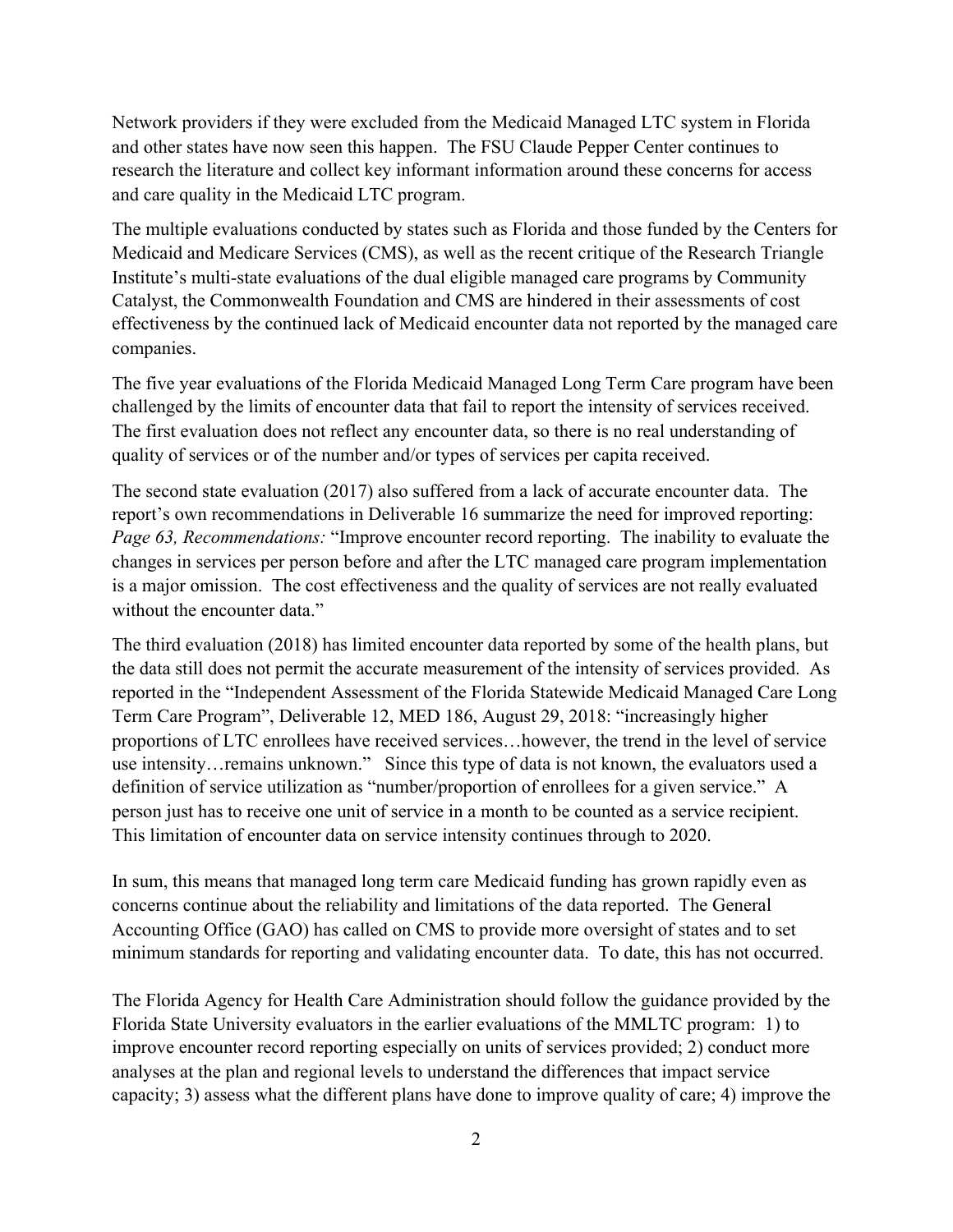Network providers if they were excluded from the Medicaid Managed LTC system in Florida and other states have now seen this happen. The FSU Claude Pepper Center continues to research the literature and collect key informant information around these concerns for access and care quality in the Medicaid LTC program.

The multiple evaluations conducted by states such as Florida and those funded by the Centers for Medicaid and Medicare Services (CMS), as well as the recent critique of the Research Triangle Institute's multi-state evaluations of the dual eligible managed care programs by Community Catalyst, the Commonwealth Foundation and CMS are hindered in their assessments of cost effectiveness by the continued lack of Medicaid encounter data not reported by the managed care companies.

The five year evaluations of the Florida Medicaid Managed Long Term Care program have been challenged by the limits of encounter data that fail to report the intensity of services received. The first evaluation does not reflect any encounter data, so there is no real understanding of quality of services or of the number and/or types of services per capita received.

The second state evaluation (2017) also suffered from a lack of accurate encounter data. The report's own recommendations in Deliverable 16 summarize the need for improved reporting: *Page 63, Recommendations:* "Improve encounter record reporting. The inability to evaluate the changes in services per person before and after the LTC managed care program implementation is a major omission. The cost effectiveness and the quality of services are not really evaluated without the encounter data."

The third evaluation (2018) has limited encounter data reported by some of the health plans, but the data still does not permit the accurate measurement of the intensity of services provided. As reported in the "Independent Assessment of the Florida Statewide Medicaid Managed Care Long Term Care Program", Deliverable 12, MED 186, August 29, 2018: "increasingly higher proportions of LTC enrollees have received services…however, the trend in the level of service use intensity…remains unknown." Since this type of data is not known, the evaluators used a definition of service utilization as "number/proportion of enrollees for a given service." A person just has to receive one unit of service in a month to be counted as a service recipient. This limitation of encounter data on service intensity continues through to 2020.

In sum, this means that managed long term care Medicaid funding has grown rapidly even as concerns continue about the reliability and limitations of the data reported. The General Accounting Office (GAO) has called on CMS to provide more oversight of states and to set minimum standards for reporting and validating encounter data. To date, this has not occurred.

The Florida Agency for Health Care Administration should follow the guidance provided by the Florida State University evaluators in the earlier evaluations of the MMLTC program: 1) to improve encounter record reporting especially on units of services provided; 2) conduct more analyses at the plan and regional levels to understand the differences that impact service capacity; 3) assess what the different plans have done to improve quality of care; 4) improve the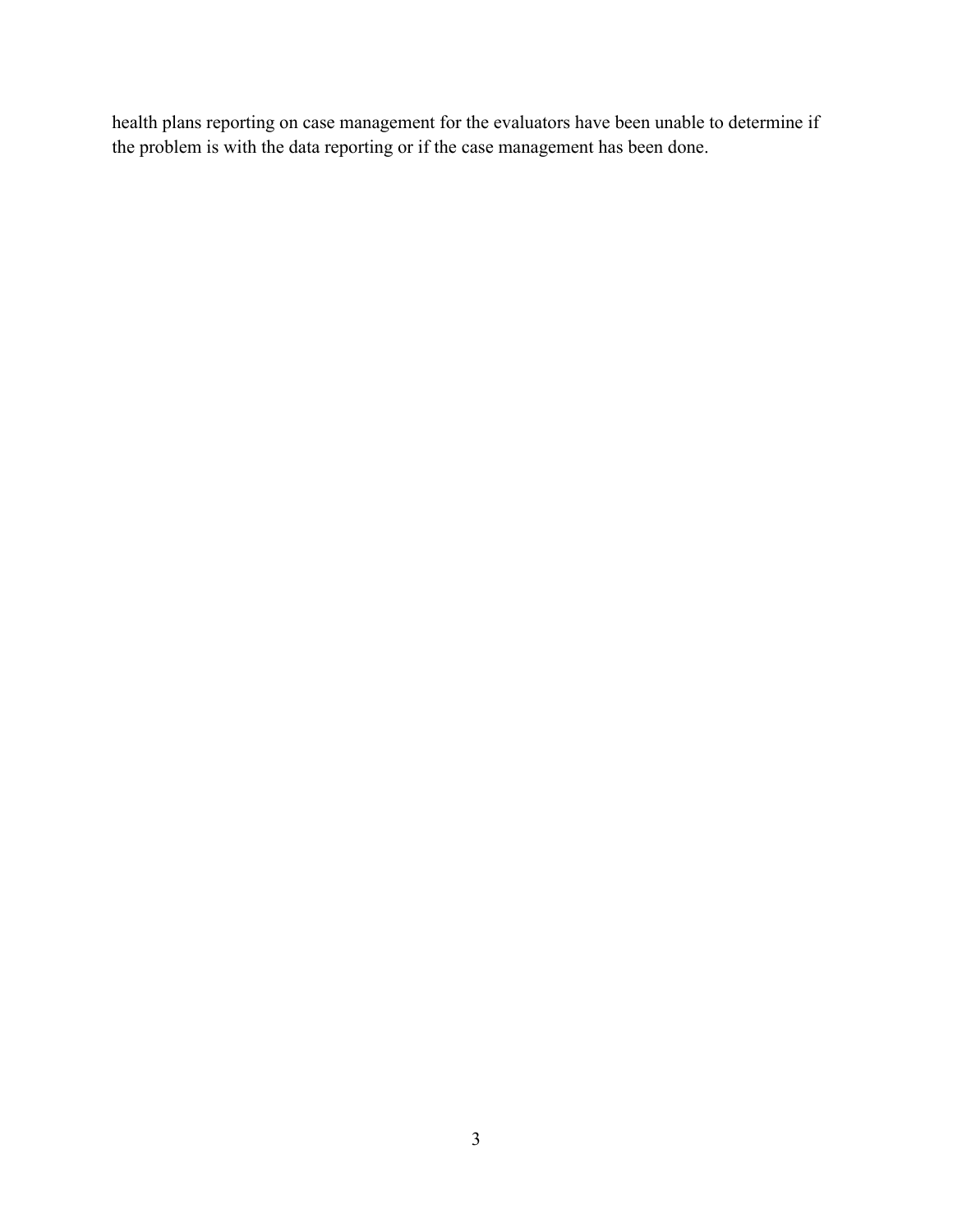health plans reporting on case management for the evaluators have been unable to determine if the problem is with the data reporting or if the case management has been done.